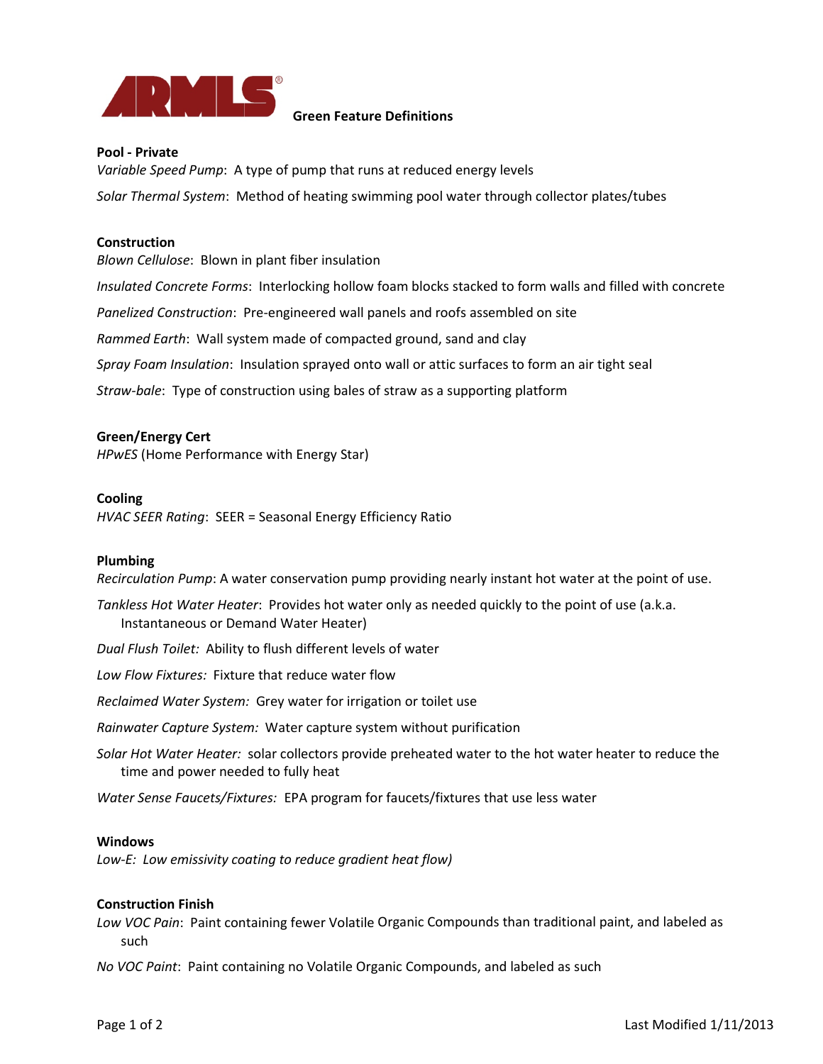ARMLS® **Green Feature Definitions**

**Pool - Private**

*Variable Speed Pump*: A type of pump that runs at reduced energy levels

*Solar Thermal System*: Method of heating swimming pool water through collector plates/tubes

**Construction**

*Blown Cellulose*: Blown in plant fiber insulation

*Insulated Concrete Forms*: Interlocking hollow foam blocks stacked to form walls and filled with concrete

*Panelized Construction*: Pre-engineered wall panels and roofs assembled on site

*Rammed Earth*: Wall system made of compacted ground, sand and clay

*Spray Foam Insulation*: Insulation sprayed onto wall or attic surfaces to form an air tight seal

*Straw-bale*: Type of construction using bales of straw as a supporting platform

**Green/Energy Cert**

*HPwES* (Home Performance with Energy Star)

**Cooling**

*HVAC SEER Rating*: SEER = Seasonal Energy Efficiency Ratio

**Plumbing**

*Recirculation Pump*: A water conservation pump providing nearly instant hot water at the point of use.

*Tankless Hot Water Heater*: Provides hot water only as needed quickly to the point of use (a.k.a. Instantaneous or Demand Water Heater)

*Dual Flush Toilet:* Ability to flush different levels of water

*Low Flow Fixtures:* Fixture that reduce water flow

*Reclaimed Water System:* Grey water for irrigation or toilet use

*Rainwater Capture System:* Water capture system without purification

*Solar Hot Water Heater:* solar collectors provide preheated water to the hot water heater to reduce the time and power needed to fully heat

*Water Sense Faucets/Fixtures:* EPA program for faucets/fixtures that use less water

**Windows**

*Low-E: Low emissivity coating to reduce gradient heat flow)*

**Construction Finish**

*Low VOC Pain*: Paint containing fewer Volatile Organic Compounds than traditional paint, and labeled as such

*No VOC Paint*: Paint containing no Volatile Organic Compounds, and labeled as such

Last Modified 1/11/2013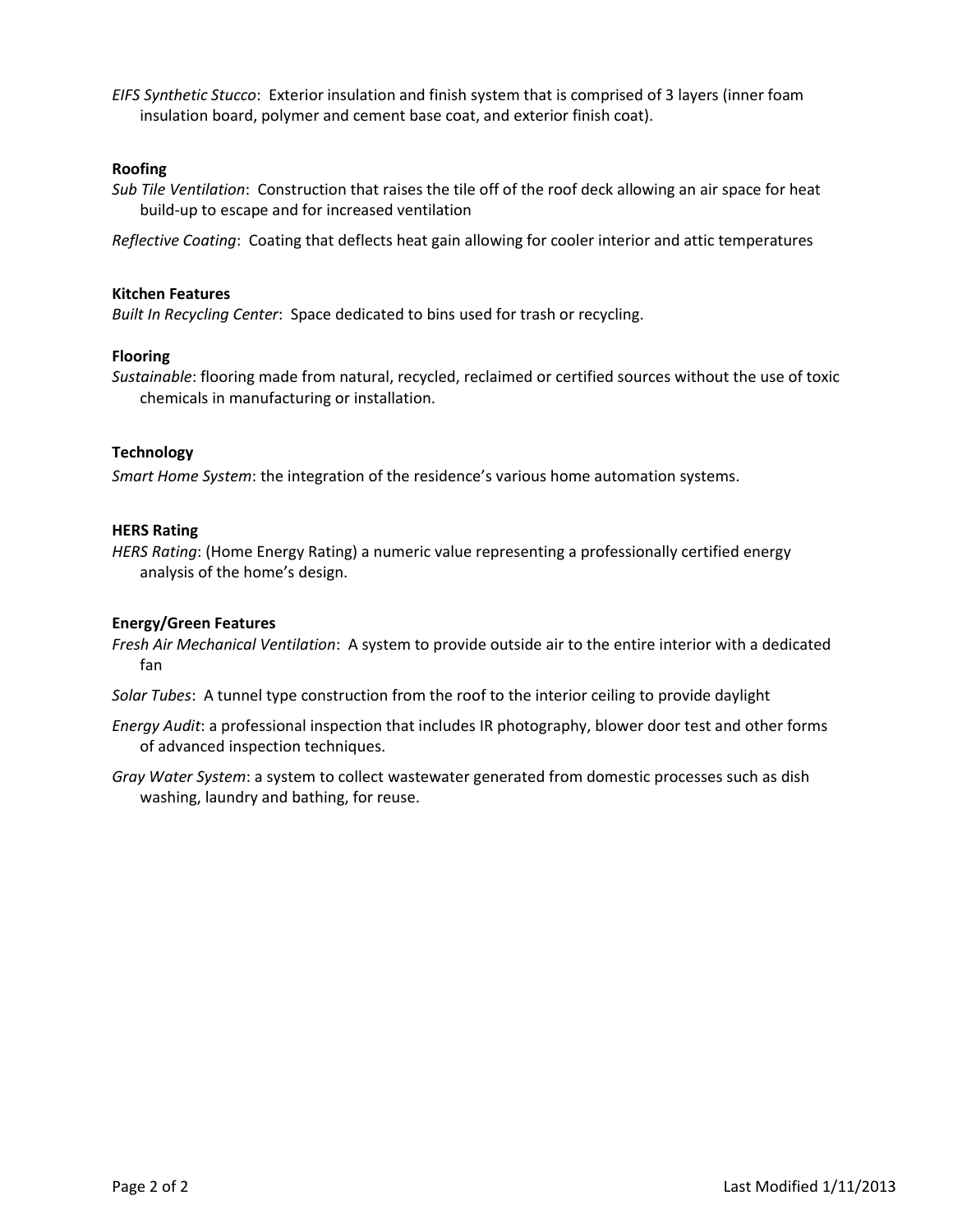*EIFS Synthetic Stucco*: Exterior insulation and finish system that is comprised of 3 layers (inner foam insulation board, polymer and cement base coat, and exterior finish coat).

**Roofing**

*Sub Tile Ventilation*: Construction that raises the tile off of the roof deck allowing an air space for heat build-up to escape and for increased ventilation

*Reflective Coating*: Coating that deflects heat gain allowing for cooler interior and attic temperatures

**Kitchen Features**

*Built In Recycling Center*: Space dedicated to bins used for trash or recycling.

**Flooring**

*Sustainable*: flooring made from natural, recycled, reclaimed or certified sources without the use of toxic chemicals in manufacturing or installation.

**Technology**

*Smart Home System*: the integration of the residence's various home automation systems.

**HERS Rating**

*HERS Rating*: (Home Energy Rating) a numeric value representing a professionally certified energy analysis of the home's design.

**Energy/Green Features**

*Fresh Air Mechanical Ventilation*: A system to provide outside air to the entire interior with a dedicated fan

*Solar Tubes*: A tunnel type construction from the roof to the interior ceiling to provide daylight

*Energy Audit*: a professional inspection that includes IR photography, blower door test and other forms of advanced inspection techniques.

*Gray Water System*: a system to collect wastewater generated from domestic processes such as dish washing, laundry and bathing, for reuse.

Last Modified 1/11/2013